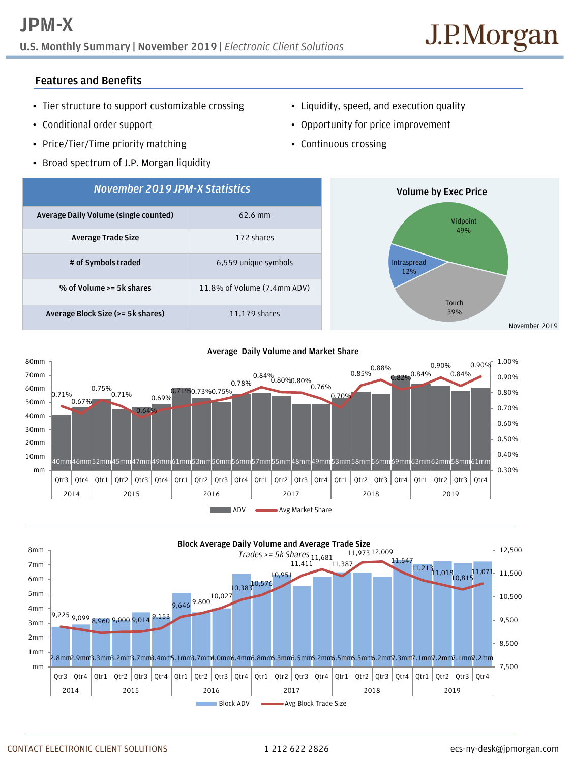# JPM-X

**U.S. Monthly Summary | November 2019 |** *Electronic Client Solutions*

J.P.Morgan

## Features and Benefits

- Tier structure to support customizable crossing
- Conditional order support
- Price/Tier/Time priority matching
- Broad spectrum of J.P. Morgan liquidity
- Liquidity, speed, and execution quality
- Opportunity for price improvement
- Continuous crossing

| *November 2019 JPM-X Statistics* | |
|---|---|
| **Average Daily Volume (single counted)** | 62.6 mm |
| **Average Trade Size** | 172 shares |
| **# of Symbols traded** | 6,559 unique symbols |
| **% of Volume >= 5k shares** | 11.8% of Volume (7.4mm ADV) |
| **Average Block Size (>= 5k shares)** | 11,179 shares |

**Volume by Exec Price**

| Exec Price | Share |
|---|---|
| Midpoint | 49% |
| Touch | 39% |
| Intraspread | 12% |

November 2019

**Average Daily Volume and Market Share**

| Year | Quarter | ADV | Avg Market Share |
|---|---|---|---|
| 2014 | Qtr3 | 40mm | 0.71% |
| 2014 | Qtr4 | 46mm | 0.67% |
| 2015 | Qtr1 | 52mm | 0.75% |
| 2015 | Qtr2 | 45mm | 0.71% |
| 2015 | Qtr3 | 47mm | 0.64% |
| 2015 | Qtr4 | 49mm | 0.69% |
| 2016 | Qtr1 | 61mm | 0.71% |
| 2016 | Qtr2 | 53mm | 0.73% |
| 2016 | Qtr3 | 50mm | 0.75% |
| 2016 | Qtr4 | 56mm | 0.78% |
| 2017 | Qtr1 | 57mm | 0.84% |
| 2017 | Qtr2 | 55mm | 0.80% |
| 2017 | Qtr3 | 48mm | 0.80% |
| 2017 | Qtr4 | 49mm | 0.76% |
| 2018 | Qtr1 | 53mm | 0.70% |
| 2018 | Qtr2 | 58mm | 0.85% |
| 2018 | Qtr3 | 56mm | 0.88% |
| 2018 | Qtr4 | 69mm | 0.82% |
| 2019 | Qtr1 | 63mm | 0.84% |
| 2019 | Qtr2 | 62mm | 0.90% |
| 2019 | Qtr3 | 58mm | 0.84% |
| 2019 | Qtr4 | 61mm | 0.90% |

**Block Average Daily Volume and Average Trade Size**

*Trades >= 5k Shares*

| Year | Quarter | Block ADV | Avg Block Trade Size |
|---|---|---|---|
| 2014 | Qtr3 | 2.8mm | 9,225 |
| 2014 | Qtr4 | 2.9mm | 9,099 |
| 2015 | Qtr1 | 3.3mm | 8,960 |
| 2015 | Qtr2 | 3.2mm | 9,000 |
| 2015 | Qtr3 | 3.7mm | 9,014 |
| 2015 | Qtr4 | 3.4mm | 9,153 |
| 2016 | Qtr1 | 5.1mm | 9,646 |
| 2016 | Qtr2 | 3.7mm | 9,800 |
| 2016 | Qtr3 | 4.0mm | 10,027 |
| 2016 | Qtr4 | 6.4mm | 10,383 |
| 2017 | Qtr1 | 5.8mm | 10,576 |
| 2017 | Qtr2 | 6.3mm | 10,951 |
| 2017 | Qtr3 | 5.5mm | 11,411 |
| 2017 | Qtr4 | 6.2mm | 11,681 |
| 2018 | Qtr1 | 6.5mm | 11,387 |
| 2018 | Qtr2 | 6.5mm | 11,973 |
| 2018 | Qtr3 | 6.2mm | 12,009 |
| 2018 | Qtr4 | 7.3mm | 11,547 |
| 2019 | Qtr1 | 7.1mm | 11,213 |
| 2019 | Qtr2 | 7.2mm | 11,018 |
| 2019 | Qtr3 | 7.1mm | 10,815 |
| 2019 | Qtr4 | 7.2mm | 11,071 |

CONTACT ELECTRONIC CLIENT SOLUTIONS    1 212 622 2826    ecs-ny-desk@jpmorgan.com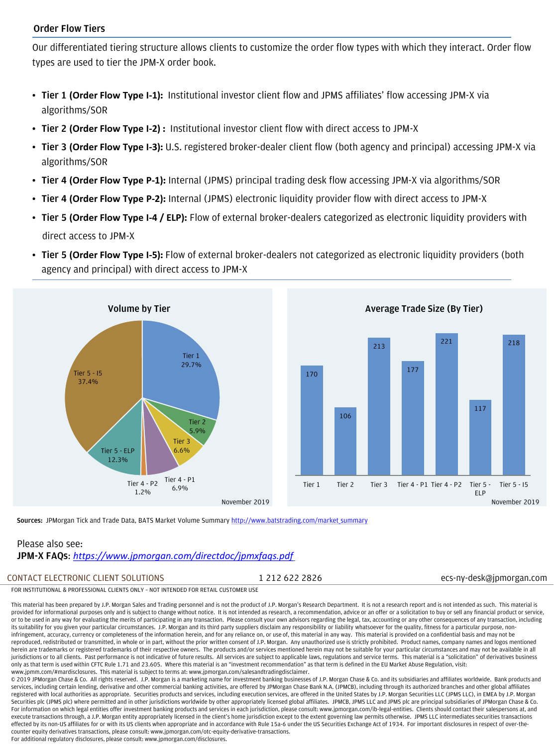## Order Flow Tiers

Our differentiated tiering structure allows clients to customize the order flow types with which they interact. Order flow types are used to tier the JPM-X order book.

- **Tier 1 (Order Flow Type I-1):** Institutional investor client flow and JPMS affiliates' flow accessing JPM-X via algorithms/SOR
- **Tier 2 (Order Flow Type I-2) :** Institutional investor client flow with direct access to JPM-X
- **Tier 3 (Order Flow Type I-3):** U.S. registered broker-dealer client flow (both agency and principal) accessing JPM-X via algorithms/SOR
- **Tier 4 (Order Flow Type P-1):** Internal (JPMS) principal trading desk flow accessing JPM-X via algorithms/SOR
- **Tier 4 (Order Flow Type P-2):** Internal (JPMS) electronic liquidity provider flow with direct access to JPM-X
- **Tier 5 (Order Flow Type I-4 / ELP):** Flow of external broker-dealers categorized as electronic liquidity providers with direct access to JPM-X
- **Tier 5 (Order Flow Type I-5):** Flow of external broker-dealers not categorized as electronic liquidity providers (both agency and principal) with direct access to JPM-X

**Volume by Tier**

Tier 1 29.7%
Tier 2 5.9%
Tier 3 6.6%
Tier 4 - P1 6.9%
Tier 4 - P2 1.2%
Tier 5 - ELP 12.3%
Tier 5 - I5 37.4%

November 2019

**Average Trade Size (By Tier)**

Tier 1: 170
Tier 2: 106
Tier 3: 213
Tier 4 - P1: 177
Tier 4 - P2: 221
Tier 5 - ELP: 117
Tier 5 - I5: 218

November 2019

**Sources:** JPMorgan Tick and Trade Data, BATS Market Volume Summary http://www.batstrading.com/market_summary

Please also see:
**JPM-X FAQs**: *https://www.jpmorgan.com/directdoc/jpmxfaqs.pdf*

CONTACT ELECTRONIC CLIENT SOLUTIONS 1 212 622 2826 ecs-ny-desk@jpmorgan.com

FOR INSTITUTIONAL & PROFESSIONAL CLIENTS ONLY – NOT INTENDED FOR RETAIL CUSTOMER USE

This material has been prepared by J.P. Morgan Sales and Trading personnel and is not the product of J.P. Morgan's Research Department. It is not a research report and is not intended as such. This material is provided for informational purposes only and is subject to change without notice. It is not intended as research, a recommendation, advice or an offer or a solicitation to buy or sell any financial product or service, or to be used in any way for evaluating the merits of participating in any transaction. Please consult your own advisors regarding the legal, tax, accounting or any other consequences of any transaction, including its suitability for you given your particular circumstances. J.P. Morgan and its third party suppliers disclaim any responsibility or liability whatsoever for the quality, fitness for a particular purpose, non-infringement, accuracy, currency or completeness of the information herein, and for any reliance on, or use of, this material in any way. This material is provided on a confidential basis and may not be reproduced, redistributed or transmitted, in whole or in part, without the prior written consent of J.P. Morgan. Any unauthorized use is strictly prohibited. Product names, company names and logos mentioned herein are trademarks or registered trademarks of their respective owners. The products and/or services mentioned herein may not be suitable for your particular circumstances and may not be available in all jurisdictions or to all clients. Past performance is not indicative of future results. All services are subject to applicable laws, regulations and service terms. This material is a "solicitation" of derivatives business only as that term is used within CFTC Rule 1.71 and 23.605. Where this material is an "investment recommendation" as that term is defined in the EU Market Abuse Regulation, visit: www.jpmm.com/#mardisclosures. This material is subject to terms at: www.jpmorgan.com/salesandtradingdisclaimer.

© 2019 JPMorgan Chase & Co. All rights reserved. J.P. Morgan is a marketing name for investment banking businesses of J.P. Morgan Chase & Co. and its subsidiaries and affiliates worldwide. Bank products and services, including certain lending, derivative and other commercial banking activities, are offered by JPMorgan Chase Bank N.A. (JPMCB), including through its authorized branches and other global affiliates registered with local authorities as appropriate. Securities products and services, including execution services, are offered in the United States by J.P. Morgan Securities LLC (JPMS LLC), in EMEA by J.P. Morgan Securities plc (JPMS plc) where permitted and in other jurisdictions worldwide by other appropriately licensed global affiliates. JPMCB, JPMS LLC and JPMS plc are principal subsidiaries of JPMorgan Chase & Co. For information on which legal entities offer investment banking products and services in each jurisdiction, please consult: www.jpmorgan.com/ib-legal-entities. Clients should contact their salespersons at, and execute transactions through, a J.P. Morgan entity appropriately licensed in the client's home jurisdiction except to the extent governing law permits otherwise. JPMS LLC intermediates securities transactions effected by its non-US affiliates for or with its US clients when appropriate and in accordance with Rule 15a-6 under the US Securities Exchange Act of 1934. For important disclosures in respect of over-the-counter equity derivatives transactions, please consult: www.jpmorgan.com/otc-equity-derivative-transactions.
For additional regulatory disclosures, please consult: www.jpmorgan.com/disclosures.